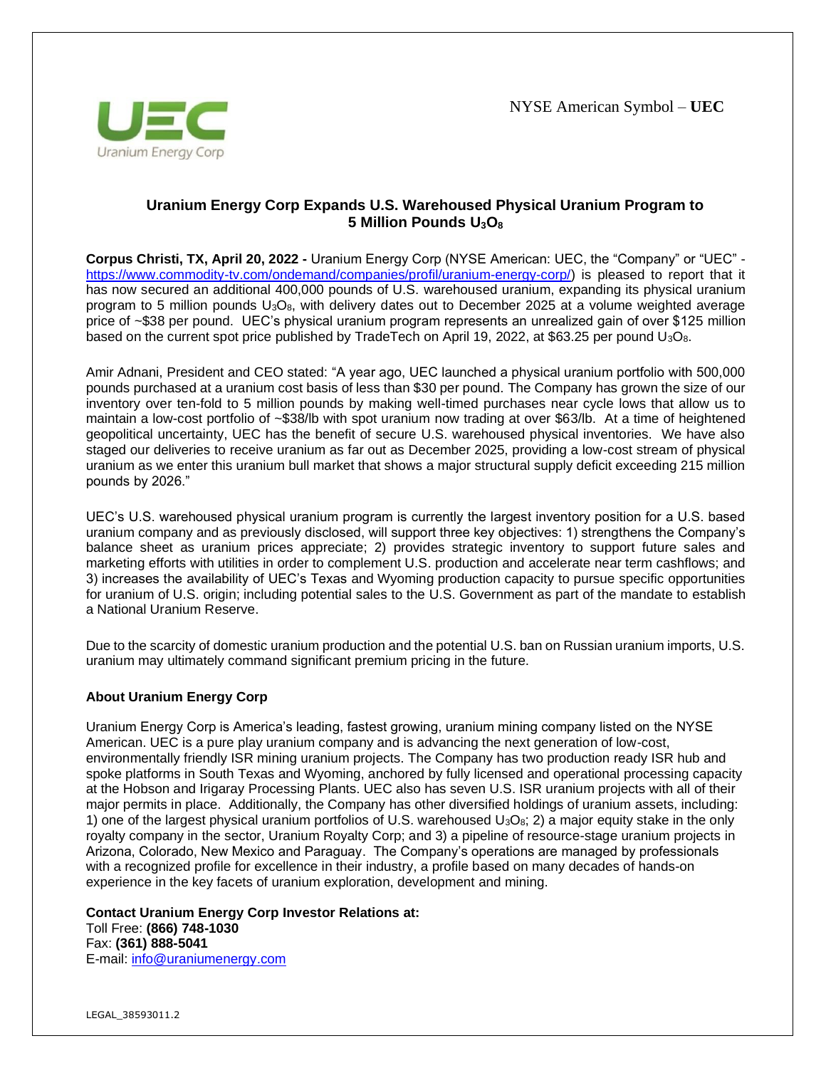NYSE American Symbol – **UEC**

# Uranium Energy Corp Expands U.S. Warehoused Physical Uranium Program to 5 Million Pounds $U_3O_8$

**Corpus Christi, TX, April 20, 2022 -** Uranium Energy Corp (NYSE American: UEC, the "Company" or "UEC" - https://www.commodity-tv.com/ondemand/companies/profil/uranium-energy-corp/) is pleased to report that it has now secured an additional 400,000 pounds of U.S. warehoused uranium, expanding its physical uranium program to 5 million pounds $U_3O_8$, with delivery dates out to December 2025 at a volume weighted average price of ~$38 per pound. UEC's physical uranium program represents an unrealized gain of over $125 million based on the current spot price published by TradeTech on April 19, 2022, at $63.25 per pound $U_3O_8$.

Amir Adnani, President and CEO stated: "A year ago, UEC launched a physical uranium portfolio with 500,000 pounds purchased at a uranium cost basis of less than $30 per pound. The Company has grown the size of our inventory over ten-fold to 5 million pounds by making well-timed purchases near cycle lows that allow us to maintain a low-cost portfolio of ~$38/lb with spot uranium now trading at over $63/lb. At a time of heightened geopolitical uncertainty, UEC has the benefit of secure U.S. warehoused physical inventories. We have also staged our deliveries to receive uranium as far out as December 2025, providing a low-cost stream of physical uranium as we enter this uranium bull market that shows a major structural supply deficit exceeding 215 million pounds by 2026."

UEC's U.S. warehoused physical uranium program is currently the largest inventory position for a U.S. based uranium company and as previously disclosed, will support three key objectives: 1) strengthens the Company's balance sheet as uranium prices appreciate; 2) provides strategic inventory to support future sales and marketing efforts with utilities in order to complement U.S. production and accelerate near term cashflows; and 3) increases the availability of UEC's Texas and Wyoming production capacity to pursue specific opportunities for uranium of U.S. origin; including potential sales to the U.S. Government as part of the mandate to establish a National Uranium Reserve.

Due to the scarcity of domestic uranium production and the potential U.S. ban on Russian uranium imports, U.S. uranium may ultimately command significant premium pricing in the future.

## About Uranium Energy Corp

Uranium Energy Corp is America's leading, fastest growing, uranium mining company listed on the NYSE American. UEC is a pure play uranium company and is advancing the next generation of low-cost, environmentally friendly ISR mining uranium projects. The Company has two production ready ISR hub and spoke platforms in South Texas and Wyoming, anchored by fully licensed and operational processing capacity at the Hobson and Irigaray Processing Plants. UEC also has seven U.S. ISR uranium projects with all of their major permits in place. Additionally, the Company has other diversified holdings of uranium assets, including: 1) one of the largest physical uranium portfolios of U.S. warehoused $U_3O_8$; 2) a major equity stake in the only royalty company in the sector, Uranium Royalty Corp; and 3) a pipeline of resource-stage uranium projects in Arizona, Colorado, New Mexico and Paraguay. The Company's operations are managed by professionals with a recognized profile for excellence in their industry, a profile based on many decades of hands-on experience in the key facets of uranium exploration, development and mining.

**Contact Uranium Energy Corp Investor Relations at:**
Toll Free: **(866) 748-1030**
Fax: **(361) 888-5041**
E-mail: info@uraniumenergy.com

LEGAL_38593011.2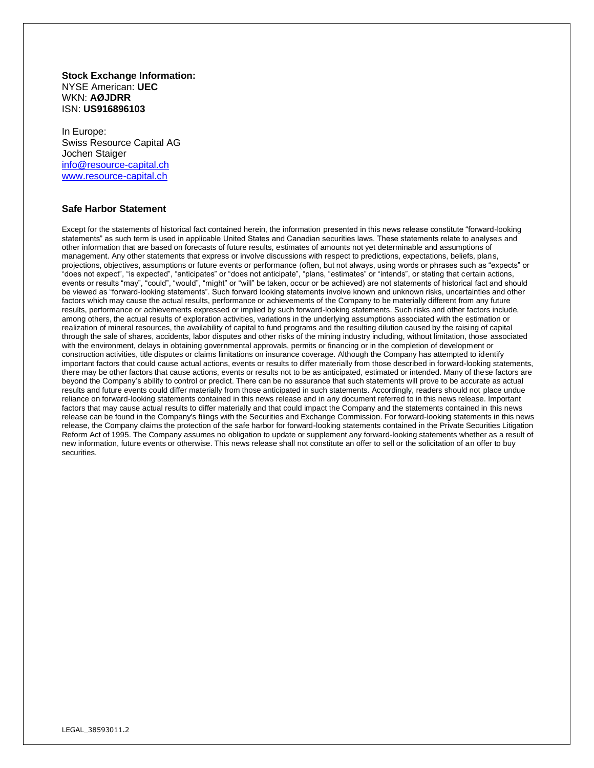**Stock Exchange Information:**
NYSE American: **UEC**
WKN: **AØJDRR**
ISN: **US916896103**

In Europe:
Swiss Resource Capital AG
Jochen Staiger
info@resource-capital.ch
www.resource-capital.ch

### Safe Harbor Statement

Except for the statements of historical fact contained herein, the information presented in this news release constitute "forward-looking statements" as such term is used in applicable United States and Canadian securities laws. These statements relate to analyses and other information that are based on forecasts of future results, estimates of amounts not yet determinable and assumptions of management. Any other statements that express or involve discussions with respect to predictions, expectations, beliefs, plans, projections, objectives, assumptions or future events or performance (often, but not always, using words or phrases such as "expects" or "does not expect", "is expected", "anticipates" or "does not anticipate", "plans, "estimates" or "intends", or stating that certain actions, events or results "may", "could", "would", "might" or "will" be taken, occur or be achieved) are not statements of historical fact and should be viewed as "forward-looking statements". Such forward looking statements involve known and unknown risks, uncertainties and other factors which may cause the actual results, performance or achievements of the Company to be materially different from any future results, performance or achievements expressed or implied by such forward-looking statements. Such risks and other factors include, among others, the actual results of exploration activities, variations in the underlying assumptions associated with the estimation or realization of mineral resources, the availability of capital to fund programs and the resulting dilution caused by the raising of capital through the sale of shares, accidents, labor disputes and other risks of the mining industry including, without limitation, those associated with the environment, delays in obtaining governmental approvals, permits or financing or in the completion of development or construction activities, title disputes or claims limitations on insurance coverage. Although the Company has attempted to identify important factors that could cause actual actions, events or results to differ materially from those described in forward-looking statements, there may be other factors that cause actions, events or results not to be as anticipated, estimated or intended. Many of these factors are beyond the Company's ability to control or predict. There can be no assurance that such statements will prove to be accurate as actual results and future events could differ materially from those anticipated in such statements. Accordingly, readers should not place undue reliance on forward-looking statements contained in this news release and in any document referred to in this news release. Important factors that may cause actual results to differ materially and that could impact the Company and the statements contained in this news release can be found in the Company's filings with the Securities and Exchange Commission. For forward-looking statements in this news release, the Company claims the protection of the safe harbor for forward-looking statements contained in the Private Securities Litigation Reform Act of 1995. The Company assumes no obligation to update or supplement any forward-looking statements whether as a result of new information, future events or otherwise. This news release shall not constitute an offer to sell or the solicitation of an offer to buy securities.

LEGAL_38593011.2